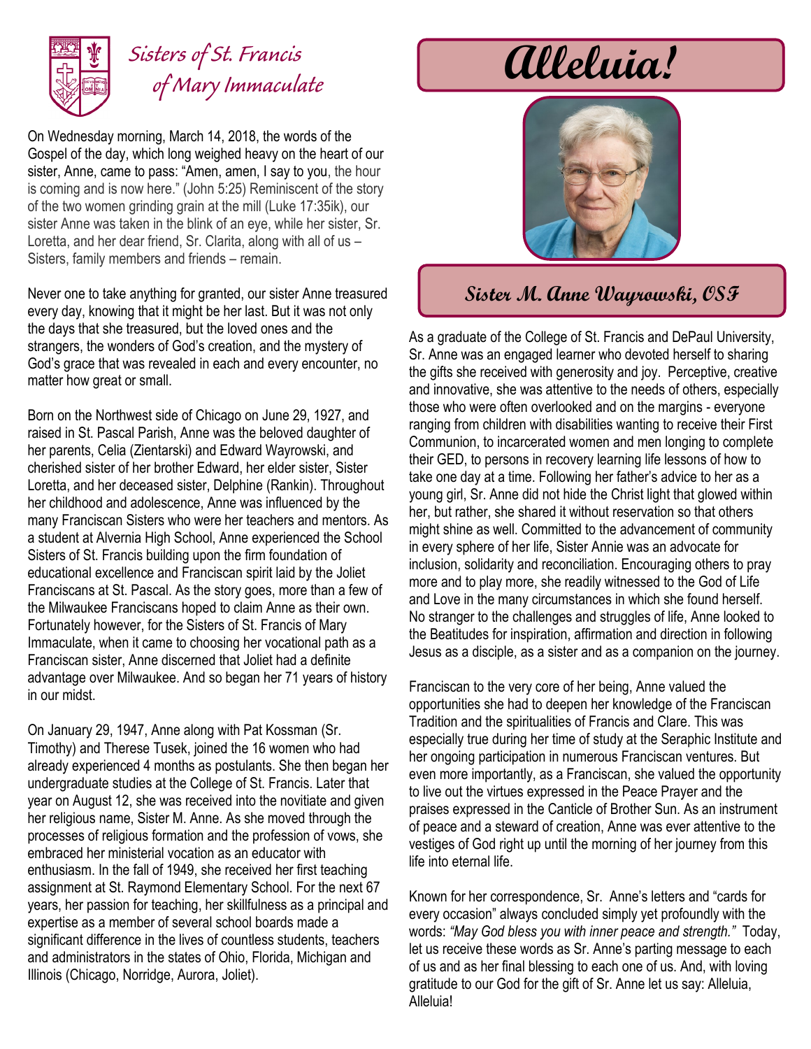# Sisters of St. Francis of Mary Immaculate

On Wednesday morning, March 14, 2018, the words of the Gospel of the day, which long weighed heavy on the heart of our sister, Anne, came to pass: "Amen, amen, I say to you, the hour is coming and is now here." (John 5:25) Reminiscent of the story of the two women grinding grain at the mill (Luke 17:35ik), our sister Anne was taken in the blink of an eye, while her sister, Sr. Loretta, and her dear friend, Sr. Clarita, along with all of us – Sisters, family members and friends – remain.

Never one to take anything for granted, our sister Anne treasured every day, knowing that it might be her last. But it was not only the days that she treasured, but the loved ones and the strangers, the wonders of God's creation, and the mystery of God's grace that was revealed in each and every encounter, no matter how great or small.

Born on the Northwest side of Chicago on June 29, 1927, and raised in St. Pascal Parish, Anne was the beloved daughter of her parents, Celia (Zientarski) and Edward Wayrowski, and cherished sister of her brother Edward, her elder sister, Sister Loretta, and her deceased sister, Delphine (Rankin). Throughout her childhood and adolescence, Anne was influenced by the many Franciscan Sisters who were her teachers and mentors. As a student at Alvernia High School, Anne experienced the School Sisters of St. Francis building upon the firm foundation of educational excellence and Franciscan spirit laid by the Joliet Franciscans at St. Pascal. As the story goes, more than a few of the Milwaukee Franciscans hoped to claim Anne as their own. Fortunately however, for the Sisters of St. Francis of Mary Immaculate, when it came to choosing her vocational path as a Franciscan sister, Anne discerned that Joliet had a definite advantage over Milwaukee. And so began her 71 years of history in our midst.

On January 29, 1947, Anne along with Pat Kossman (Sr. Timothy) and Therese Tusek, joined the 16 women who had already experienced 4 months as postulants. She then began her undergraduate studies at the College of St. Francis. Later that year on August 12, she was received into the novitiate and given her religious name, Sister M. Anne. As she moved through the processes of religious formation and the profession of vows, she embraced her ministerial vocation as an educator with enthusiasm. In the fall of 1949, she received her first teaching assignment at St. Raymond Elementary School. For the next 67 years, her passion for teaching, her skillfulness as a principal and expertise as a member of several school boards made a significant difference in the lives of countless students, teachers and administrators in the states of Ohio, Florida, Michigan and Illinois (Chicago, Norridge, Aurora, Joliet).

# Alleluia!

## Sister M. Anne Wayrowski, OSF

As a graduate of the College of St. Francis and DePaul University, Sr. Anne was an engaged learner who devoted herself to sharing the gifts she received with generosity and joy. Perceptive, creative and innovative, she was attentive to the needs of others, especially those who were often overlooked and on the margins - everyone ranging from children with disabilities wanting to receive their First Communion, to incarcerated women and men longing to complete their GED, to persons in recovery learning life lessons of how to take one day at a time. Following her father's advice to her as a young girl, Sr. Anne did not hide the Christ light that glowed within her, but rather, she shared it without reservation so that others might shine as well. Committed to the advancement of community in every sphere of her life, Sister Annie was an advocate for inclusion, solidarity and reconciliation. Encouraging others to pray more and to play more, she readily witnessed to the God of Life and Love in the many circumstances in which she found herself. No stranger to the challenges and struggles of life, Anne looked to the Beatitudes for inspiration, affirmation and direction in following Jesus as a disciple, as a sister and as a companion on the journey.

Franciscan to the very core of her being, Anne valued the opportunities she had to deepen her knowledge of the Franciscan Tradition and the spiritualities of Francis and Clare. This was especially true during her time of study at the Seraphic Institute and her ongoing participation in numerous Franciscan ventures. But even more importantly, as a Franciscan, she valued the opportunity to live out the virtues expressed in the Peace Prayer and the praises expressed in the Canticle of Brother Sun. As an instrument of peace and a steward of creation, Anne was ever attentive to the vestiges of God right up until the morning of her journey from this life into eternal life.

Known for her correspondence, Sr. Anne's letters and "cards for every occasion" always concluded simply yet profoundly with the words: *"May God bless you with inner peace and strength."* Today, let us receive these words as Sr. Anne's parting message to each of us and as her final blessing to each one of us. And, with loving gratitude to our God for the gift of Sr. Anne let us say: Alleluia, Alleluia!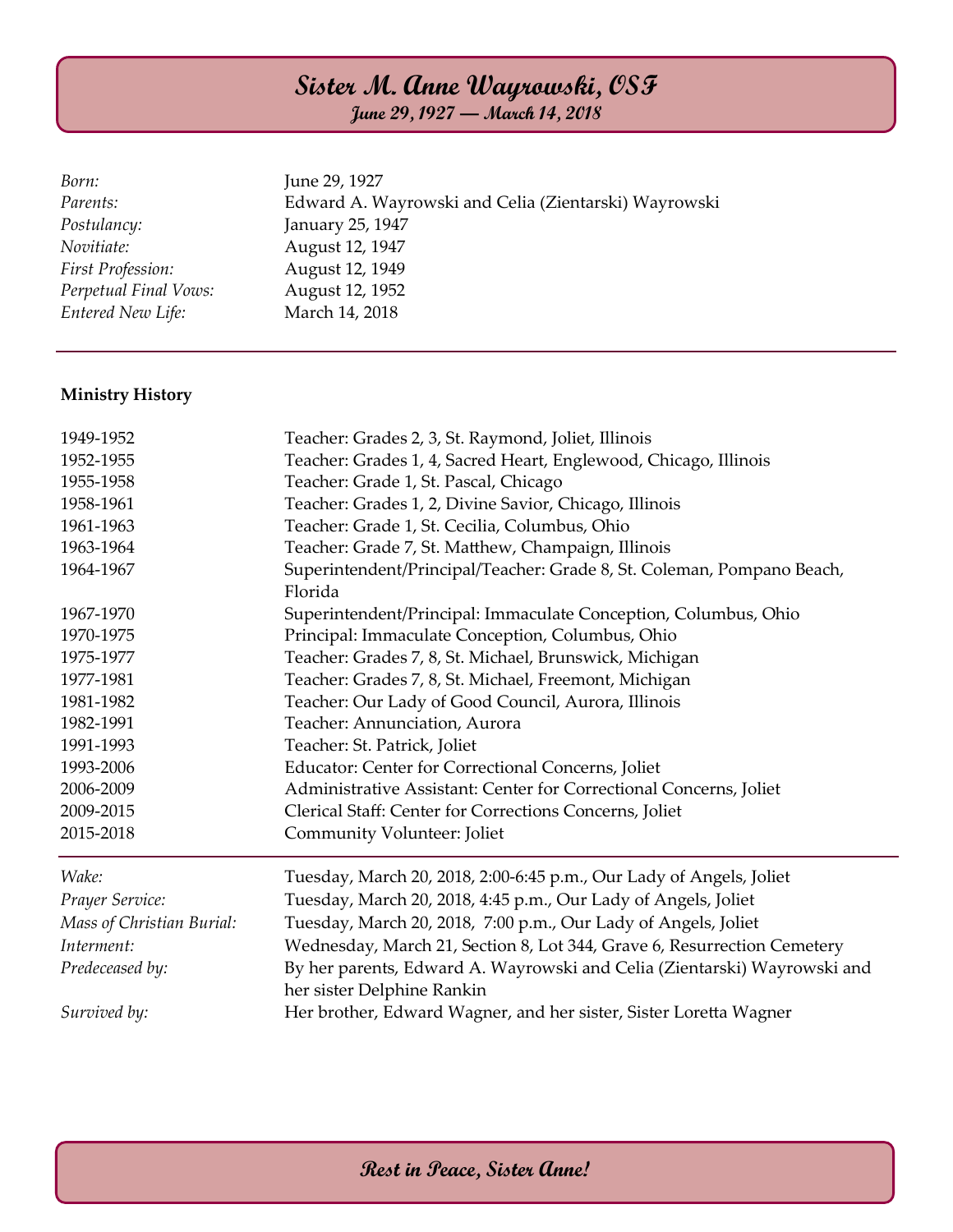# Sister M. Anne Wayrowski, OSF

**June 29, 1927 — March 14, 2018**

| | |
|---|---|
| *Born:* | June 29, 1927 |
| *Parents:* | Edward A. Wayrowski and Celia (Zientarski) Wayrowski |
| *Postulancy:* | January 25, 1947 |
| *Novitiate:* | August 12, 1947 |
| *First Profession:* | August 12, 1949 |
| *Perpetual Final Vows:* | August 12, 1952 |
| *Entered New Life:* | March 14, 2018 |

**Ministry History**

| | |
|---|---|
| 1949-1952 | Teacher: Grades 2, 3, St. Raymond, Joliet, Illinois |
| 1952-1955 | Teacher: Grades 1, 4, Sacred Heart, Englewood, Chicago, Illinois |
| 1955-1958 | Teacher: Grade 1, St. Pascal, Chicago |
| 1958-1961 | Teacher: Grades 1, 2, Divine Savior, Chicago, Illinois |
| 1961-1963 | Teacher: Grade 1, St. Cecilia, Columbus, Ohio |
| 1963-1964 | Teacher: Grade 7, St. Matthew, Champaign, Illinois |
| 1964-1967 | Superintendent/Principal/Teacher: Grade 8, St. Coleman, Pompano Beach, Florida |
| 1967-1970 | Superintendent/Principal: Immaculate Conception, Columbus, Ohio |
| 1970-1975 | Principal: Immaculate Conception, Columbus, Ohio |
| 1975-1977 | Teacher: Grades 7, 8, St. Michael, Brunswick, Michigan |
| 1977-1981 | Teacher: Grades 7, 8, St. Michael, Freemont, Michigan |
| 1981-1982 | Teacher: Our Lady of Good Council, Aurora, Illinois |
| 1982-1991 | Teacher: Annunciation, Aurora |
| 1991-1993 | Teacher: St. Patrick, Joliet |
| 1993-2006 | Educator: Center for Correctional Concerns, Joliet |
| 2006-2009 | Administrative Assistant: Center for Correctional Concerns, Joliet |
| 2009-2015 | Clerical Staff: Center for Corrections Concerns, Joliet |
| 2015-2018 | Community Volunteer: Joliet |

| | |
|---|---|
| *Wake:* | Tuesday, March 20, 2018, 2:00-6:45 p.m., Our Lady of Angels, Joliet |
| *Prayer Service:* | Tuesday, March 20, 2018, 4:45 p.m., Our Lady of Angels, Joliet |
| *Mass of Christian Burial:* | Tuesday, March 20, 2018, 7:00 p.m., Our Lady of Angels, Joliet |
| *Interment:* | Wednesday, March 21, Section 8, Lot 344, Grave 6, Resurrection Cemetery |
| *Predeceased by:* | By her parents, Edward A. Wayrowski and Celia (Zientarski) Wayrowski and her sister Delphine Rankin |
| *Survived by:* | Her brother, Edward Wagner, and her sister, Sister Loretta Wagner |

**Rest in Peace, Sister Anne!**